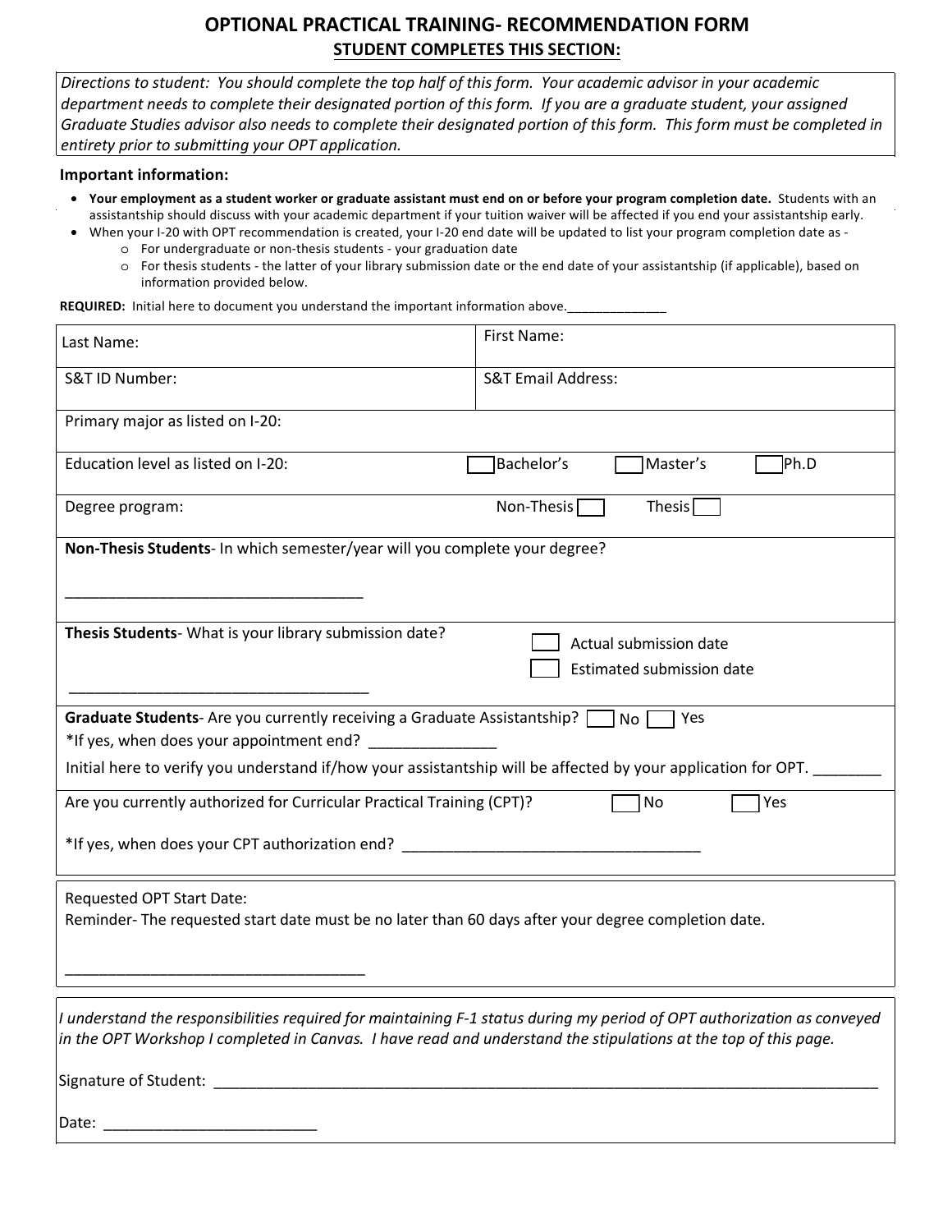# OPTIONAL PRACTICAL TRAINING- RECOMMENDATION FORM

## STUDENT COMPLETES THIS SECTION:

*Directions to student: You should complete the top half of this form. Your academic advisor in your academic department needs to complete their designated portion of this form. If you are a graduate student, your assigned Graduate Studies advisor also needs to complete their designated portion of this form. This form must be completed in entirety prior to submitting your OPT application.*

**Important information:**

- **Your employment as a student worker or graduate assistant must end on or before your program completion date.** Students with an assistantship should discuss with your academic department if your tuition waiver will be affected if you end your assistantship early.
- When your I-20 with OPT recommendation is created, your I-20 end date will be updated to list your program completion date as -
  - For undergraduate or non-thesis students - your graduation date
  - For thesis students - the latter of your library submission date or the end date of your assistantship (if applicable), based on information provided below.

**REQUIRED:** Initial here to document you understand the important information above.______________

| | |
|---|---|
| Last Name: | First Name: |
| S&T ID Number: | S&T Email Address: |
| Primary major as listed on I-20: | |
| Education level as listed on I-20: | ☐ Bachelor's ☐ Master's ☐ Ph.D |
| Degree program: | Non-Thesis ☐ Thesis ☐ |

**Non-Thesis Students**- In which semester/year will you complete your degree?

____________________________________

**Thesis Students**- What is your library submission date?

☐ Actual submission date
☐ Estimated submission date

____________________________________

**Graduate Students**- Are you currently receiving a Graduate Assistantship? ☐ No ☐ Yes

*If yes, when does your appointment end? _______________

Initial here to verify you understand if/how your assistantship will be affected by your application for OPT. ________

Are you currently authorized for Curricular Practical Training (CPT)? ☐ No ☐ Yes

*If yes, when does your CPT authorization end? ____________________________________

Requested OPT Start Date:
Reminder- The requested start date must be no later than 60 days after your degree completion date.

____________________________________

*I understand the responsibilities required for maintaining F-1 status during my period of OPT authorization as conveyed in the OPT Workshop I completed in Canvas. I have read and understand the stipulations at the top of this page.*

Signature of Student: ________________________________________________________________________________

Date: __________________________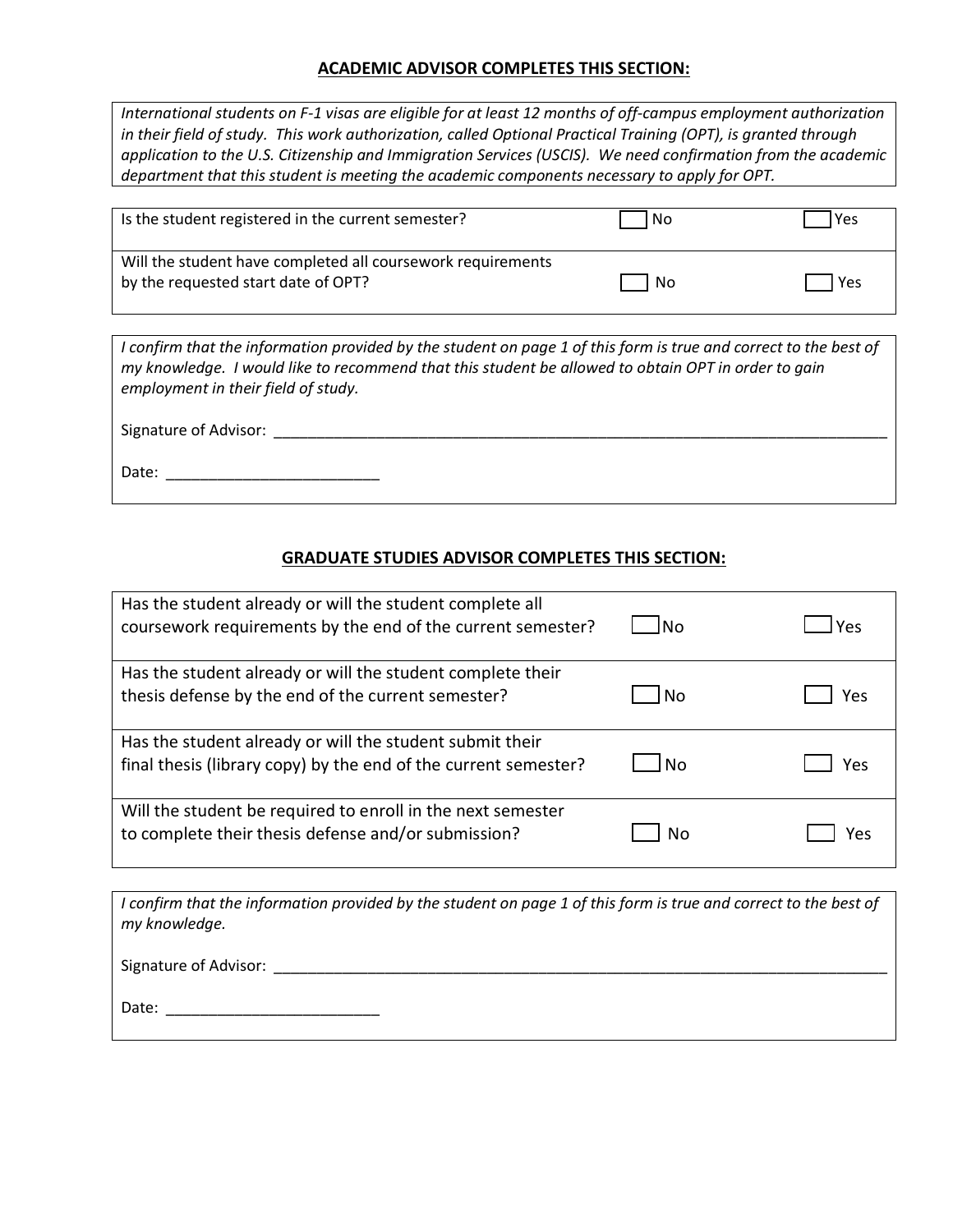## ACADEMIC ADVISOR COMPLETES THIS SECTION:

*International students on F-1 visas are eligible for at least 12 months of off-campus employment authorization in their field of study. This work authorization, called Optional Practical Training (OPT), is granted through application to the U.S. Citizenship and Immigration Services (USCIS). We need confirmation from the academic department that this student is meeting the academic components necessary to apply for OPT.*

| | | |
|---|---|---|
| Is the student registered in the current semester? | ☐ No | ☐ Yes |
| Will the student have completed all coursework requirements by the requested start date of OPT? | ☐ No | ☐ Yes |

*I confirm that the information provided by the student on page 1 of this form is true and correct to the best of my knowledge. I would like to recommend that this student be allowed to obtain OPT in order to gain employment in their field of study.*

Signature of Advisor: ___________________________________________________________________________

Date: _________________________

## GRADUATE STUDIES ADVISOR COMPLETES THIS SECTION:

| | | |
|---|---|---|
| Has the student already or will the student complete all coursework requirements by the end of the current semester? | ☐ No | ☐ Yes |
| Has the student already or will the student complete their thesis defense by the end of the current semester? | ☐ No | ☐ Yes |
| Has the student already or will the student submit their final thesis (library copy) by the end of the current semester? | ☐ No | ☐ Yes |
| Will the student be required to enroll in the next semester to complete their thesis defense and/or submission? | ☐ No | ☐ Yes |

*I confirm that the information provided by the student on page 1 of this form is true and correct to the best of my knowledge.*

Signature of Advisor: ___________________________________________________________________________

Date: _________________________